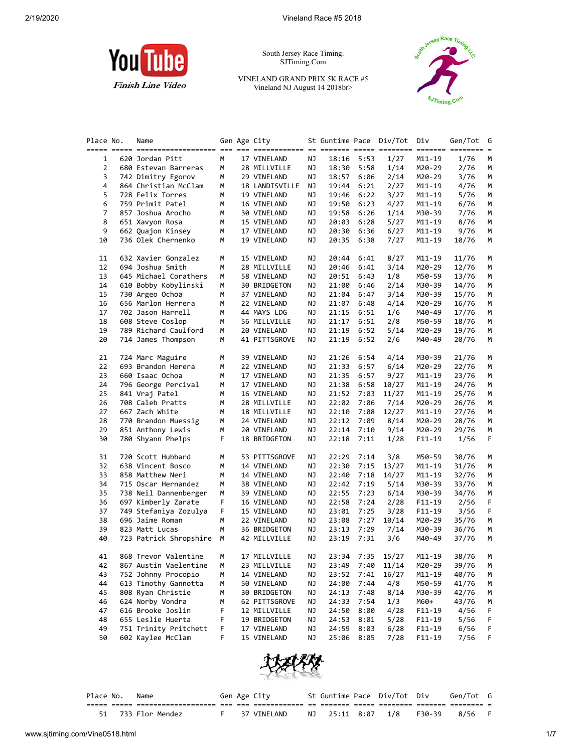YouTube
*Finish Line Video*

South Jersey Race Timing.
SJTiming.Com

VINELAND GRAND PRIX 5K RACE #5
Vineland NJ August 14 2018br>

| Place | No. | Name | Gen | Age | City | St | Guntime | Pace | Div/Tot | Div | Gen/Tot | G |
|---|---|---|---|---|---|---|---|---|---|---|---|---|
| 1 | 620 | Jordan Pitt | M | 17 | VINELAND | NJ | 18:16 | 5:53 | 1/27 | M11-19 | 1/76 | M |
| 2 | 680 | Estevan Barreras | M | 28 | MILLVILLE | NJ | 18:30 | 5:58 | 1/14 | M20-29 | 2/76 | M |
| 3 | 742 | Dimitry Egorov | M | 29 | VINELAND | NJ | 18:57 | 6:06 | 2/14 | M20-29 | 3/76 | M |
| 4 | 864 | Christian McClam | M | 18 | LANDISVILLE | NJ | 19:44 | 6:21 | 2/27 | M11-19 | 4/76 | M |
| 5 | 728 | Felix Torres | M | 19 | VINELAND | NJ | 19:46 | 6:22 | 3/27 | M11-19 | 5/76 | M |
| 6 | 759 | Primit Patel | M | 16 | VINELAND | NJ | 19:50 | 6:23 | 4/27 | M11-19 | 6/76 | M |
| 7 | 857 | Joshua Arocho | M | 30 | VINELAND | NJ | 19:58 | 6:26 | 1/14 | M30-39 | 7/76 | M |
| 8 | 651 | Xavyon Rosa | M | 15 | VINELAND | NJ | 20:03 | 6:28 | 5/27 | M11-19 | 8/76 | M |
| 9 | 662 | Quajon Kinsey | M | 17 | VINELAND | NJ | 20:30 | 6:36 | 6/27 | M11-19 | 9/76 | M |
| 10 | 736 | Olek Chernenko | M | 19 | VINELAND | NJ | 20:35 | 6:38 | 7/27 | M11-19 | 10/76 | M |
| 11 | 632 | Xavier Gonzalez | M | 15 | VINELAND | NJ | 20:44 | 6:41 | 8/27 | M11-19 | 11/76 | M |
| 12 | 694 | Joshua Smith | M | 28 | MILLVILLE | NJ | 20:46 | 6:41 | 3/14 | M20-29 | 12/76 | M |
| 13 | 645 | Michael Corathers | M | 58 | VINELAND | NJ | 20:51 | 6:43 | 1/8 | M50-59 | 13/76 | M |
| 14 | 610 | Bobby Kobylinski | M | 30 | BRIDGETON | NJ | 21:00 | 6:46 | 2/14 | M30-39 | 14/76 | M |
| 15 | 730 | Argeo Ochoa | M | 37 | VINELAND | NJ | 21:04 | 6:47 | 3/14 | M30-39 | 15/76 | M |
| 16 | 656 | Marlon Herrera | M | 22 | VINELAND | NJ | 21:07 | 6:48 | 4/14 | M20-29 | 16/76 | M |
| 17 | 702 | Jason Harrell | M | 44 | MAYS LDG | NJ | 21:15 | 6:51 | 1/6 | M40-49 | 17/76 | M |
| 18 | 608 | Steve Coslop | M | 56 | MILLVILLE | NJ | 21:17 | 6:51 | 2/8 | M50-59 | 18/76 | M |
| 19 | 789 | Richard Caulford | M | 20 | VINELAND | NJ | 21:19 | 6:52 | 5/14 | M20-29 | 19/76 | M |
| 20 | 714 | James Thompson | M | 41 | PITTSGROVE | NJ | 21:19 | 6:52 | 2/6 | M40-49 | 20/76 | M |
| 21 | 724 | Marc Maguire | M | 39 | VINELAND | NJ | 21:26 | 6:54 | 4/14 | M30-39 | 21/76 | M |
| 22 | 693 | Brandon Herera | M | 22 | VINELAND | NJ | 21:33 | 6:57 | 6/14 | M20-29 | 22/76 | M |
| 23 | 660 | Isaac Ochoa | M | 17 | VINELAND | NJ | 21:35 | 6:57 | 9/27 | M11-19 | 23/76 | M |
| 24 | 796 | George Percival | M | 17 | VINELAND | NJ | 21:38 | 6:58 | 10/27 | M11-19 | 24/76 | M |
| 25 | 841 | Vraj Patel | M | 16 | VINELAND | NJ | 21:52 | 7:03 | 11/27 | M11-19 | 25/76 | M |
| 26 | 708 | Caleb Pratts | M | 28 | MILLVILLE | NJ | 22:02 | 7:06 | 7/14 | M20-29 | 26/76 | M |
| 27 | 667 | Zach White | M | 18 | MILLVILLE | NJ | 22:10 | 7:08 | 12/27 | M11-19 | 27/76 | M |
| 28 | 770 | Brandon Muessig | M | 24 | VINELAND | NJ | 22:12 | 7:09 | 8/14 | M20-29 | 28/76 | M |
| 29 | 851 | Anthony Lewis | M | 20 | VINELAND | NJ | 22:14 | 7:10 | 9/14 | M20-29 | 29/76 | M |
| 30 | 780 | Shyann Phelps | F | 18 | BRIDGETON | NJ | 22:18 | 7:11 | 1/28 | F11-19 | 1/56 | F |
| 31 | 720 | Scott Hubbard | M | 53 | PITTSGROVE | NJ | 22:29 | 7:14 | 3/8 | M50-59 | 30/76 | M |
| 32 | 638 | Vincent Bosco | M | 14 | VINELAND | NJ | 22:30 | 7:15 | 13/27 | M11-19 | 31/76 | M |
| 33 | 858 | Matthew Neri | M | 14 | VINELAND | NJ | 22:40 | 7:18 | 14/27 | M11-19 | 32/76 | M |
| 34 | 715 | Oscar Hernandez | M | 38 | VINELAND | NJ | 22:42 | 7:19 | 5/14 | M30-39 | 33/76 | M |
| 35 | 738 | Neil Dannenberger | M | 39 | VINELAND | NJ | 22:55 | 7:23 | 6/14 | M30-39 | 34/76 | M |
| 36 | 697 | Kimberly Zarate | F | 16 | VINELAND | NJ | 22:58 | 7:24 | 2/28 | F11-19 | 2/56 | F |
| 37 | 749 | Stefaniya Zozulya | F | 15 | VINELAND | NJ | 23:01 | 7:25 | 3/28 | F11-19 | 3/56 | F |
| 38 | 696 | Jaime Roman | M | 22 | VINELAND | NJ | 23:08 | 7:27 | 10/14 | M20-29 | 35/76 | M |
| 39 | 823 | Matt Lucas | M | 36 | BRIDGETON | NJ | 23:13 | 7:29 | 7/14 | M30-39 | 36/76 | M |
| 40 | 723 | Patrick Shropshire | M | 42 | MILLVILLE | NJ | 23:19 | 7:31 | 3/6 | M40-49 | 37/76 | M |
| 41 | 868 | Trevor Valentine | M | 17 | MILLVILLE | NJ | 23:34 | 7:35 | 15/27 | M11-19 | 38/76 | M |
| 42 | 867 | Austin Vaelentine | M | 23 | MILLVILLE | NJ | 23:49 | 7:40 | 11/14 | M20-29 | 39/76 | M |
| 43 | 752 | Johnny Procopio | M | 14 | VINELAND | NJ | 23:52 | 7:41 | 16/27 | M11-19 | 40/76 | M |
| 44 | 613 | Timothy Gannotta | M | 50 | VINELAND | NJ | 24:00 | 7:44 | 4/8 | M50-59 | 41/76 | M |
| 45 | 808 | Ryan Christie | M | 30 | BRIDGETON | NJ | 24:13 | 7:48 | 8/14 | M30-39 | 42/76 | M |
| 46 | 624 | Norby Vondra | M | 62 | PITTSGROVE | NJ | 24:33 | 7:54 | 1/3 | M60+ | 43/76 | M |
| 47 | 616 | Brooke Joslin | F | 12 | MILLVILLE | NJ | 24:50 | 8:00 | 4/28 | F11-19 | 4/56 | F |
| 48 | 655 | Leslie Huerta | F | 19 | BRIDGETON | NJ | 24:53 | 8:01 | 5/28 | F11-19 | 5/56 | F |
| 49 | 751 | Trinity Pritchett | F | 17 | VINELAND | NJ | 24:59 | 8:03 | 6/28 | F11-19 | 6/56 | F |
| 50 | 602 | Kaylee McClam | F | 15 | VINELAND | NJ | 25:06 | 8:05 | 7/28 | F11-19 | 7/56 | F |
| 51 | 733 | Flor Mendez | F | 37 | VINELAND | NJ | 25:11 | 8:07 | 1/8 | F30-39 | 8/56 | F |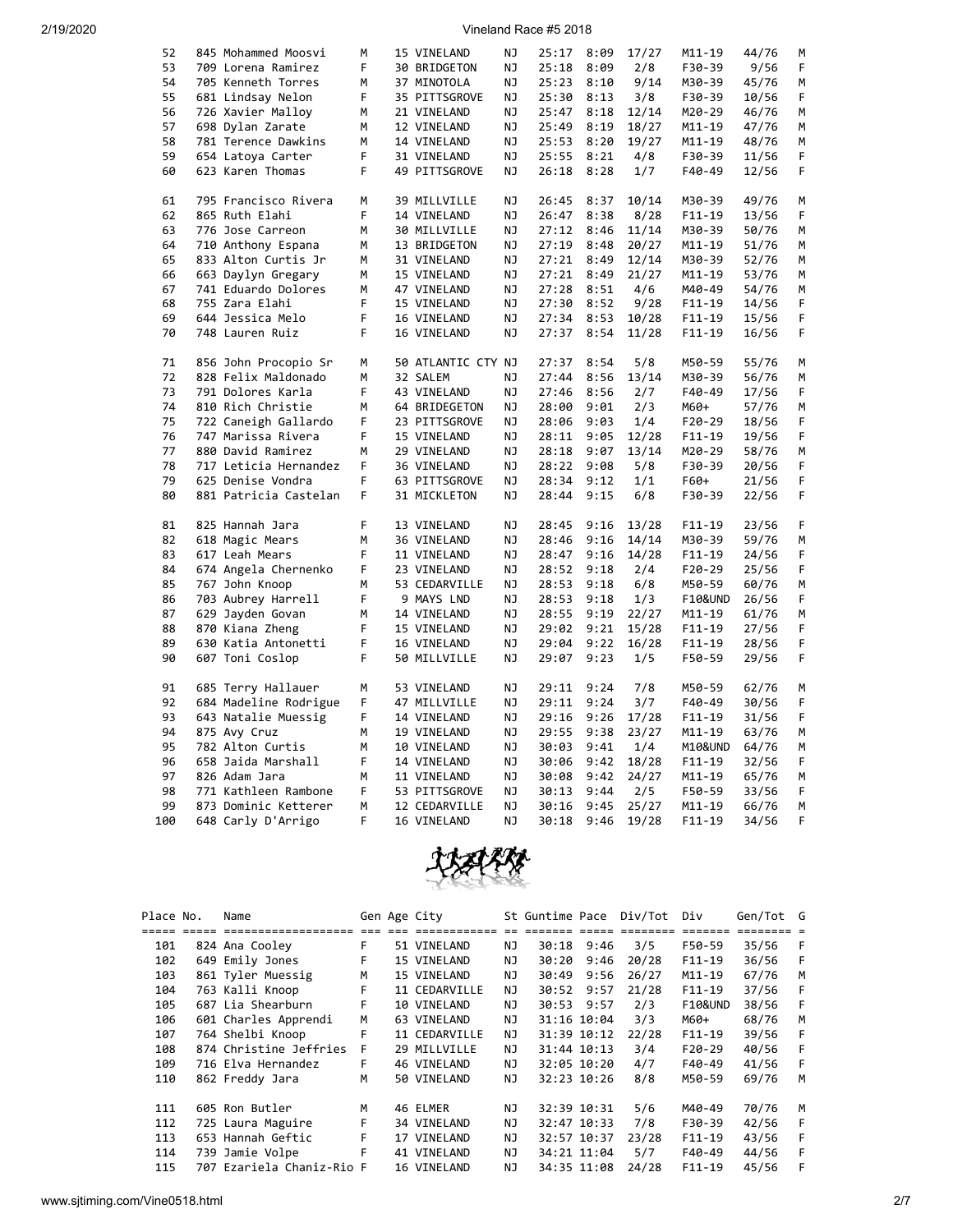| Place | No. | Name | Gen | Age | City | St | Guntime | Pace | Div/Tot | Div | Gen/Tot | G |
|---|---|---|---|---|---|---|---|---|---|---|---|---|
| 52 | 845 | Mohammed Moosvi | M | 15 | VINELAND | NJ | 25:17 | 8:09 | 17/27 | M11-19 | 44/76 | M |
| 53 | 709 | Lorena Ramirez | F | 30 | BRIDGETON | NJ | 25:18 | 8:09 | 2/8 | F30-39 | 9/56 | F |
| 54 | 705 | Kenneth Torres | M | 37 | MINOTOLA | NJ | 25:23 | 8:10 | 9/14 | M30-39 | 45/76 | M |
| 55 | 681 | Lindsay Nelon | F | 35 | PITTSGROVE | NJ | 25:30 | 8:13 | 3/8 | F30-39 | 10/56 | F |
| 56 | 726 | Xavier Malloy | M | 21 | VINELAND | NJ | 25:47 | 8:18 | 12/14 | M20-29 | 46/76 | M |
| 57 | 698 | Dylan Zarate | M | 12 | VINELAND | NJ | 25:49 | 8:19 | 18/27 | M11-19 | 47/76 | M |
| 58 | 781 | Terence Dawkins | M | 14 | VINELAND | NJ | 25:53 | 8:20 | 19/27 | M11-19 | 48/76 | M |
| 59 | 654 | Latoya Carter | F | 31 | VINELAND | NJ | 25:55 | 8:21 | 4/8 | F30-39 | 11/56 | F |
| 60 | 623 | Karen Thomas | F | 49 | PITTSGROVE | NJ | 26:18 | 8:28 | 1/7 | F40-49 | 12/56 | F |
| 61 | 795 | Francisco Rivera | M | 39 | MILLVILLE | NJ | 26:45 | 8:37 | 10/14 | M30-39 | 49/76 | M |
| 62 | 865 | Ruth Elahi | F | 14 | VINELAND | NJ | 26:47 | 8:38 | 8/28 | F11-19 | 13/56 | F |
| 63 | 776 | Jose Carreon | M | 30 | MILLVILLE | NJ | 27:12 | 8:46 | 11/14 | M30-39 | 50/76 | M |
| 64 | 710 | Anthony Espana | M | 13 | BRIDGETON | NJ | 27:19 | 8:48 | 20/27 | M11-19 | 51/76 | M |
| 65 | 833 | Alton Curtis Jr | M | 31 | VINELAND | NJ | 27:21 | 8:49 | 12/14 | M30-39 | 52/76 | M |
| 66 | 663 | Daylyn Gregary | M | 15 | VINELAND | NJ | 27:21 | 8:49 | 21/27 | M11-19 | 53/76 | M |
| 67 | 741 | Eduardo Dolores | M | 47 | VINELAND | NJ | 27:28 | 8:51 | 4/6 | M40-49 | 54/76 | M |
| 68 | 755 | Zara Elahi | F | 15 | VINELAND | NJ | 27:30 | 8:52 | 9/28 | F11-19 | 14/56 | F |
| 69 | 644 | Jessica Melo | F | 16 | VINELAND | NJ | 27:34 | 8:53 | 10/28 | F11-19 | 15/56 | F |
| 70 | 748 | Lauren Ruiz | F | 16 | VINELAND | NJ | 27:37 | 8:54 | 11/28 | F11-19 | 16/56 | F |
| 71 | 856 | John Procopio Sr | M | 50 | ATLANTIC CTY | NJ | 27:37 | 8:54 | 5/8 | M50-59 | 55/76 | M |
| 72 | 828 | Felix Maldonado | M | 32 | SALEM | NJ | 27:44 | 8:56 | 13/14 | M30-39 | 56/76 | M |
| 73 | 791 | Dolores Karla | F | 43 | VINELAND | NJ | 27:46 | 8:56 | 2/7 | F40-49 | 17/56 | F |
| 74 | 810 | Rich Christie | M | 64 | BRIDEGETON | NJ | 28:00 | 9:01 | 2/3 | M60+ | 57/76 | M |
| 75 | 722 | Caneigh Gallardo | F | 23 | PITTSGROVE | NJ | 28:06 | 9:03 | 1/4 | F20-29 | 18/56 | F |
| 76 | 747 | Marissa Rivera | F | 15 | VINELAND | NJ | 28:11 | 9:05 | 12/28 | F11-19 | 19/56 | F |
| 77 | 880 | David Ramirez | M | 29 | VINELAND | NJ | 28:18 | 9:07 | 13/14 | M20-29 | 58/76 | M |
| 78 | 717 | Leticia Hernandez | F | 36 | VINELAND | NJ | 28:22 | 9:08 | 5/8 | F30-39 | 20/56 | F |
| 79 | 625 | Denise Vondra | F | 63 | PITTSGROVE | NJ | 28:34 | 9:12 | 1/1 | F60+ | 21/56 | F |
| 80 | 881 | Patricia Castelan | F | 31 | MICKLETON | NJ | 28:44 | 9:15 | 6/8 | F30-39 | 22/56 | F |
| 81 | 825 | Hannah Jara | F | 13 | VINELAND | NJ | 28:45 | 9:16 | 13/28 | F11-19 | 23/56 | F |
| 82 | 618 | Magic Mears | M | 36 | VINELAND | NJ | 28:46 | 9:16 | 14/14 | M30-39 | 59/76 | M |
| 83 | 617 | Leah Mears | F | 11 | VINELAND | NJ | 28:47 | 9:16 | 14/28 | F11-19 | 24/56 | F |
| 84 | 674 | Angela Chernenko | F | 23 | VINELAND | NJ | 28:52 | 9:18 | 2/4 | F20-29 | 25/56 | F |
| 85 | 767 | John Knoop | M | 53 | CEDARVILLE | NJ | 28:53 | 9:18 | 6/8 | M50-59 | 60/76 | M |
| 86 | 703 | Aubrey Harrell | F | 9 | MAYS LND | NJ | 28:53 | 9:18 | 1/3 | F10&UND | 26/56 | F |
| 87 | 629 | Jayden Govan | M | 14 | VINELAND | NJ | 28:55 | 9:19 | 22/27 | M11-19 | 61/76 | M |
| 88 | 870 | Kiana Zheng | F | 15 | VINELAND | NJ | 29:02 | 9:21 | 15/28 | F11-19 | 27/56 | F |
| 89 | 630 | Katia Antonetti | F | 16 | VINELAND | NJ | 29:04 | 9:22 | 16/28 | F11-19 | 28/56 | F |
| 90 | 607 | Toni Coslop | F | 50 | MILLVILLE | NJ | 29:07 | 9:23 | 1/5 | F50-59 | 29/56 | F |
| 91 | 685 | Terry Hallauer | M | 53 | VINELAND | NJ | 29:11 | 9:24 | 7/8 | M50-59 | 62/76 | M |
| 92 | 684 | Madeline Rodrigue | F | 47 | MILLVILLE | NJ | 29:11 | 9:24 | 3/7 | F40-49 | 30/56 | F |
| 93 | 643 | Natalie Muessig | F | 14 | VINELAND | NJ | 29:16 | 9:26 | 17/28 | F11-19 | 31/56 | F |
| 94 | 875 | Avy Cruz | M | 19 | VINELAND | NJ | 29:55 | 9:38 | 23/27 | M11-19 | 63/76 | M |
| 95 | 782 | Alton Curtis | M | 10 | VINELAND | NJ | 30:03 | 9:41 | 1/4 | M10&UND | 64/76 | M |
| 96 | 658 | Jaida Marshall | F | 14 | VINELAND | NJ | 30:06 | 9:42 | 18/28 | F11-19 | 32/56 | F |
| 97 | 826 | Adam Jara | M | 11 | VINELAND | NJ | 30:08 | 9:42 | 24/27 | M11-19 | 65/76 | M |
| 98 | 771 | Kathleen Rambone | F | 53 | PITTSGROVE | NJ | 30:13 | 9:44 | 2/5 | F50-59 | 33/56 | F |
| 99 | 873 | Dominic Ketterer | M | 12 | CEDARVILLE | NJ | 30:16 | 9:45 | 25/27 | M11-19 | 66/76 | M |
| 100 | 648 | Carly D'Arrigo | F | 16 | VINELAND | NJ | 30:18 | 9:46 | 19/28 | F11-19 | 34/56 | F |

| Place | No. | Name | Gen | Age | City | St | Guntime | Pace | Div/Tot | Div | Gen/Tot | G |
|---|---|---|---|---|---|---|---|---|---|---|---|---|
| 101 | 824 | Ana Cooley | F | 51 | VINELAND | NJ | 30:18 | 9:46 | 3/5 | F50-59 | 35/56 | F |
| 102 | 649 | Emily Jones | F | 15 | VINELAND | NJ | 30:20 | 9:46 | 20/28 | F11-19 | 36/56 | F |
| 103 | 861 | Tyler Muessig | M | 15 | VINELAND | NJ | 30:49 | 9:56 | 26/27 | M11-19 | 67/76 | M |
| 104 | 763 | Kalli Knoop | F | 11 | CEDARVILLE | NJ | 30:52 | 9:57 | 21/28 | F11-19 | 37/56 | F |
| 105 | 687 | Lia Shearburn | F | 10 | VINELAND | NJ | 30:53 | 9:57 | 2/3 | F10&UND | 38/56 | F |
| 106 | 601 | Charles Apprendi | M | 63 | VINELAND | NJ | 31:16 | 10:04 | 3/3 | M60+ | 68/76 | M |
| 107 | 764 | Shelbi Knoop | F | 11 | CEDARVILLE | NJ | 31:39 | 10:12 | 22/28 | F11-19 | 39/56 | F |
| 108 | 874 | Christine Jeffries | F | 29 | MILLVILLE | NJ | 31:44 | 10:13 | 3/4 | F20-29 | 40/56 | F |
| 109 | 716 | Elva Hernandez | F | 46 | VINELAND | NJ | 32:05 | 10:20 | 4/7 | F40-49 | 41/56 | F |
| 110 | 862 | Freddy Jara | M | 50 | VINELAND | NJ | 32:23 | 10:26 | 8/8 | M50-59 | 69/76 | M |
| 111 | 605 | Ron Butler | M | 46 | ELMER | NJ | 32:39 | 10:31 | 5/6 | M40-49 | 70/76 | M |
| 112 | 725 | Laura Maguire | F | 34 | VINELAND | NJ | 32:47 | 10:33 | 7/8 | F30-39 | 42/56 | F |
| 113 | 653 | Hannah Geftic | F | 17 | VINELAND | NJ | 32:57 | 10:37 | 23/28 | F11-19 | 43/56 | F |
| 114 | 739 | Jamie Volpe | F | 41 | VINELAND | NJ | 34:21 | 11:04 | 5/7 | F40-49 | 44/56 | F |
| 115 | 707 | Ezariela Chaniz-Rio | F | 16 | VINELAND | NJ | 34:35 | 11:08 | 24/28 | F11-19 | 45/56 | F |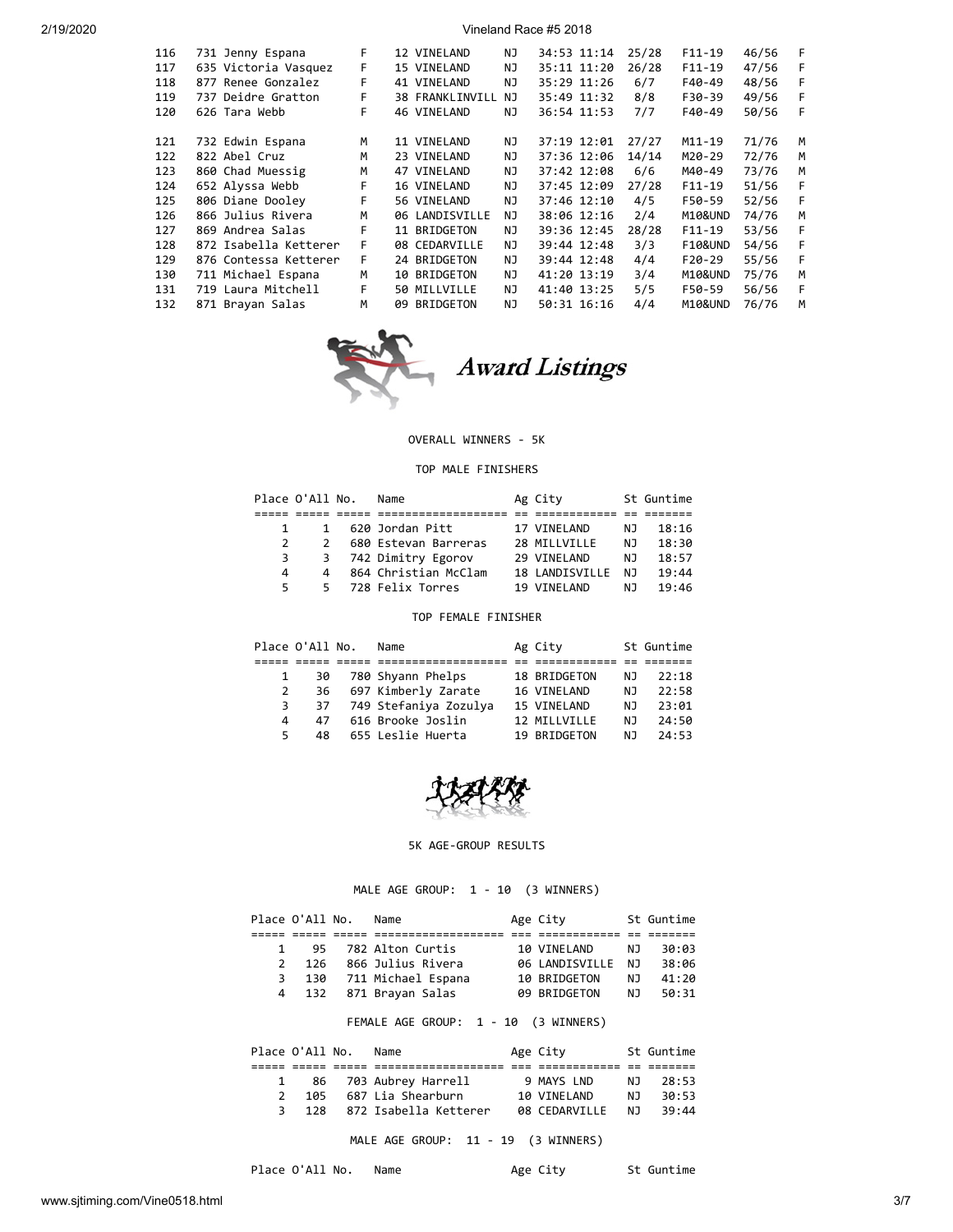| | | | | | | | | | | | |
|---|---|---|---|---|---|---|---|---|---|---|---|
| 116 | 731 Jenny Espana | F | 12 VINELAND | NJ | 34:53 | 11:14 | 25/28 | F11-19 | 46/56 | F |
| 117 | 635 Victoria Vasquez | F | 15 VINELAND | NJ | 35:11 | 11:20 | 26/28 | F11-19 | 47/56 | F |
| 118 | 877 Renee Gonzalez | F | 41 VINELAND | NJ | 35:29 | 11:26 | 6/7 | F40-49 | 48/56 | F |
| 119 | 737 Deidre Gratton | F | 38 FRANKLINVILL | NJ | 35:49 | 11:32 | 8/8 | F30-39 | 49/56 | F |
| 120 | 626 Tara Webb | F | 46 VINELAND | NJ | 36:54 | 11:53 | 7/7 | F40-49 | 50/56 | F |
| 121 | 732 Edwin Espana | M | 11 VINELAND | NJ | 37:19 | 12:01 | 27/27 | M11-19 | 71/76 | M |
| 122 | 822 Abel Cruz | M | 23 VINELAND | NJ | 37:36 | 12:06 | 14/14 | M20-29 | 72/76 | M |
| 123 | 860 Chad Muessig | M | 47 VINELAND | NJ | 37:42 | 12:08 | 6/6 | M40-49 | 73/76 | M |
| 124 | 652 Alyssa Webb | F | 16 VINELAND | NJ | 37:45 | 12:09 | 27/28 | F11-19 | 51/56 | F |
| 125 | 806 Diane Dooley | F | 56 VINELAND | NJ | 37:46 | 12:10 | 4/5 | F50-59 | 52/56 | F |
| 126 | 866 Julius Rivera | M | 06 LANDISVILLE | NJ | 38:06 | 12:16 | 2/4 | M10&UND | 74/76 | M |
| 127 | 869 Andrea Salas | F | 11 BRIDGETON | NJ | 39:36 | 12:45 | 28/28 | F11-19 | 53/56 | F |
| 128 | 872 Isabella Ketterer | F | 08 CEDARVILLE | NJ | 39:44 | 12:48 | 3/3 | F10&UND | 54/56 | F |
| 129 | 876 Contessa Ketterer | F | 24 BRIDGETON | NJ | 39:44 | 12:48 | 4/4 | F20-29 | 55/56 | F |
| 130 | 711 Michael Espana | M | 10 BRIDGETON | NJ | 41:20 | 13:19 | 3/4 | M10&UND | 75/76 | M |
| 131 | 719 Laura Mitchell | F | 50 MILLVILLE | NJ | 41:40 | 13:25 | 5/5 | F50-59 | 56/56 | F |
| 132 | 871 Brayan Salas | M | 09 BRIDGETON | NJ | 50:31 | 16:16 | 4/4 | M10&UND | 76/76 | M |

# Award Listings

OVERALL WINNERS - 5K

TOP MALE FINISHERS

| Place | O'All | No. | Name | Ag | City | St | Guntime |
|---|---|---|---|---|---|---|---|
| 1 | 1 | 620 | Jordan Pitt | 17 | VINELAND | NJ | 18:16 |
| 2 | 2 | 680 | Estevan Barreras | 28 | MILLVILLE | NJ | 18:30 |
| 3 | 3 | 742 | Dimitry Egorov | 29 | VINELAND | NJ | 18:57 |
| 4 | 4 | 864 | Christian McClam | 18 | LANDISVILLE | NJ | 19:44 |
| 5 | 5 | 728 | Felix Torres | 19 | VINELAND | NJ | 19:46 |

TOP FEMALE FINISHER

| Place | O'All | No. | Name | Ag | City | St | Guntime |
|---|---|---|---|---|---|---|---|
| 1 | 30 | 780 | Shyann Phelps | 18 | BRIDGETON | NJ | 22:18 |
| 2 | 36 | 697 | Kimberly Zarate | 16 | VINELAND | NJ | 22:58 |
| 3 | 37 | 749 | Stefaniya Zozulya | 15 | VINELAND | NJ | 23:01 |
| 4 | 47 | 616 | Brooke Joslin | 12 | MILLVILLE | NJ | 24:50 |
| 5 | 48 | 655 | Leslie Huerta | 19 | BRIDGETON | NJ | 24:53 |

5K AGE-GROUP RESULTS

MALE AGE GROUP: 1 - 10 (3 WINNERS)

| Place | O'All | No. | Name | Age | City | St | Guntime |
|---|---|---|---|---|---|---|---|
| 1 | 95 | 782 | Alton Curtis | 10 | VINELAND | NJ | 30:03 |
| 2 | 126 | 866 | Julius Rivera | 06 | LANDISVILLE | NJ | 38:06 |
| 3 | 130 | 711 | Michael Espana | 10 | BRIDGETON | NJ | 41:20 |
| 4 | 132 | 871 | Brayan Salas | 09 | BRIDGETON | NJ | 50:31 |

FEMALE AGE GROUP: 1 - 10 (3 WINNERS)

| Place | O'All | No. | Name | Age | City | St | Guntime |
|---|---|---|---|---|---|---|---|
| 1 | 86 | 703 | Aubrey Harrell | 9 | MAYS LND | NJ | 28:53 |
| 2 | 105 | 687 | Lia Shearburn | 10 | VINELAND | NJ | 30:53 |
| 3 | 128 | 872 | Isabella Ketterer | 08 | CEDARVILLE | NJ | 39:44 |

MALE AGE GROUP: 11 - 19 (3 WINNERS)

| Place | O'All | No. | Name | Age | City | St | Guntime |
|---|---|---|---|---|---|---|---|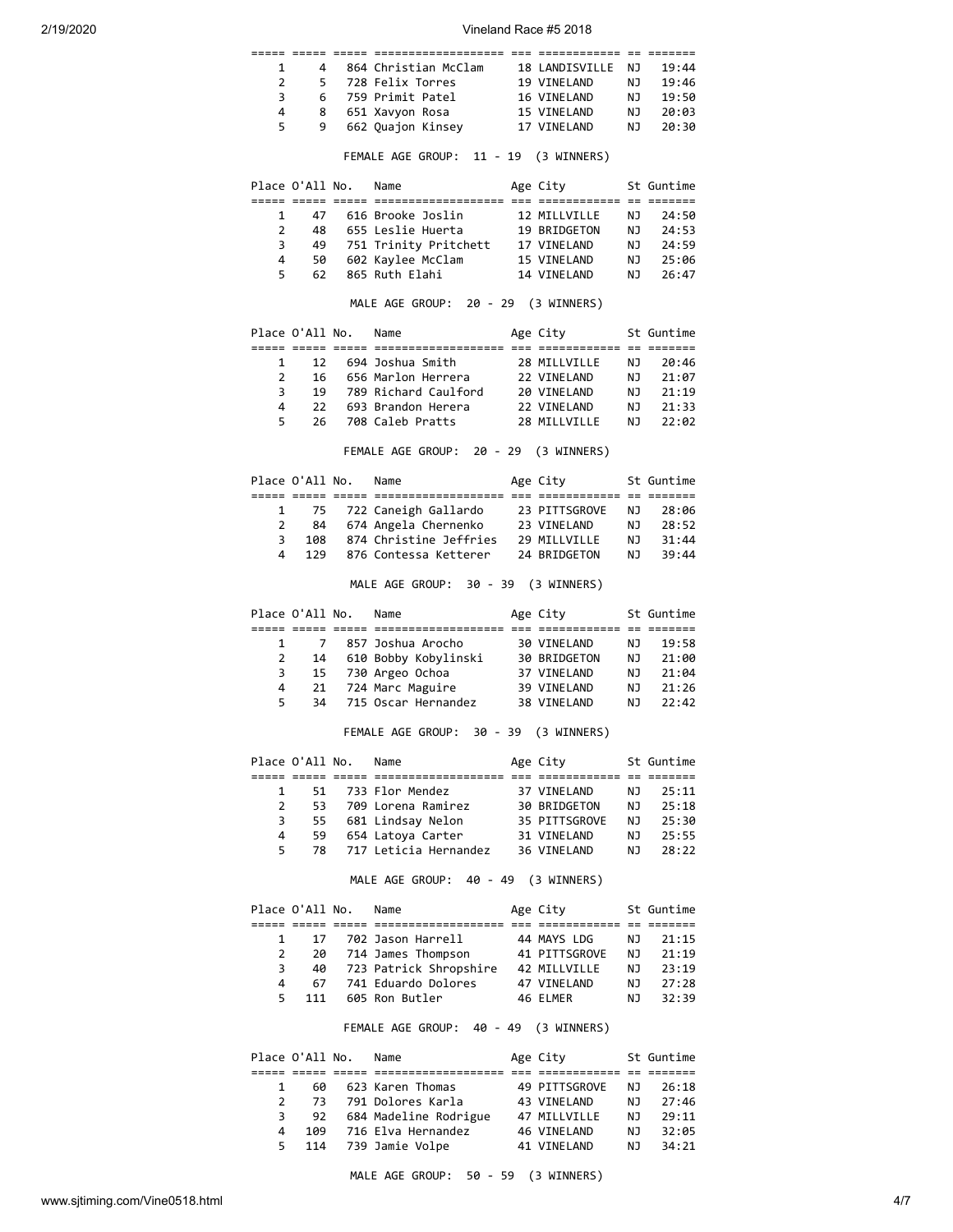| Place | O'All | No. | Name | Age | City | St | Guntime |
|---|---|---|---|---|---|---|---|
| 1 | 4 | 864 | Christian McClam | 18 | LANDISVILLE | NJ | 19:44 |
| 2 | 5 | 728 | Felix Torres | 19 | VINELAND | NJ | 19:46 |
| 3 | 6 | 759 | Primit Patel | 16 | VINELAND | NJ | 19:50 |
| 4 | 8 | 651 | Xavyon Rosa | 15 | VINELAND | NJ | 20:03 |
| 5 | 9 | 662 | Quajon Kinsey | 17 | VINELAND | NJ | 20:30 |

FEMALE AGE GROUP: 11 - 19 (3 WINNERS)

| Place | O'All | No. | Name | Age | City | St | Guntime |
|---|---|---|---|---|---|---|---|
| 1 | 47 | 616 | Brooke Joslin | 12 | MILLVILLE | NJ | 24:50 |
| 2 | 48 | 655 | Leslie Huerta | 19 | BRIDGETON | NJ | 24:53 |
| 3 | 49 | 751 | Trinity Pritchett | 17 | VINELAND | NJ | 24:59 |
| 4 | 50 | 602 | Kaylee McClam | 15 | VINELAND | NJ | 25:06 |
| 5 | 62 | 865 | Ruth Elahi | 14 | VINELAND | NJ | 26:47 |

MALE AGE GROUP: 20 - 29 (3 WINNERS)

| Place | O'All | No. | Name | Age | City | St | Guntime |
|---|---|---|---|---|---|---|---|
| 1 | 12 | 694 | Joshua Smith | 28 | MILLVILLE | NJ | 20:46 |
| 2 | 16 | 656 | Marlon Herrera | 22 | VINELAND | NJ | 21:07 |
| 3 | 19 | 789 | Richard Caulford | 20 | VINELAND | NJ | 21:19 |
| 4 | 22 | 693 | Brandon Herera | 22 | VINELAND | NJ | 21:33 |
| 5 | 26 | 708 | Caleb Pratts | 28 | MILLVILLE | NJ | 22:02 |

FEMALE AGE GROUP: 20 - 29 (3 WINNERS)

| Place | O'All | No. | Name | Age | City | St | Guntime |
|---|---|---|---|---|---|---|---|
| 1 | 75 | 722 | Caneigh Gallardo | 23 | PITTSGROVE | NJ | 28:06 |
| 2 | 84 | 674 | Angela Chernenko | 23 | VINELAND | NJ | 28:52 |
| 3 | 108 | 874 | Christine Jeffries | 29 | MILLVILLE | NJ | 31:44 |
| 4 | 129 | 876 | Contessa Ketterer | 24 | BRIDGETON | NJ | 39:44 |

MALE AGE GROUP: 30 - 39 (3 WINNERS)

| Place | O'All | No. | Name | Age | City | St | Guntime |
|---|---|---|---|---|---|---|---|
| 1 | 7 | 857 | Joshua Arocho | 30 | VINELAND | NJ | 19:58 |
| 2 | 14 | 610 | Bobby Kobylinski | 30 | BRIDGETON | NJ | 21:00 |
| 3 | 15 | 730 | Argeo Ochoa | 37 | VINELAND | NJ | 21:04 |
| 4 | 21 | 724 | Marc Maguire | 39 | VINELAND | NJ | 21:26 |
| 5 | 34 | 715 | Oscar Hernandez | 38 | VINELAND | NJ | 22:42 |

FEMALE AGE GROUP: 30 - 39 (3 WINNERS)

| Place | O'All | No. | Name | Age | City | St | Guntime |
|---|---|---|---|---|---|---|---|
| 1 | 51 | 733 | Flor Mendez | 37 | VINELAND | NJ | 25:11 |
| 2 | 53 | 709 | Lorena Ramirez | 30 | BRIDGETON | NJ | 25:18 |
| 3 | 55 | 681 | Lindsay Nelon | 35 | PITTSGROVE | NJ | 25:30 |
| 4 | 59 | 654 | Latoya Carter | 31 | VINELAND | NJ | 25:55 |
| 5 | 78 | 717 | Leticia Hernandez | 36 | VINELAND | NJ | 28:22 |

MALE AGE GROUP: 40 - 49 (3 WINNERS)

| Place | O'All | No. | Name | Age | City | St | Guntime |
|---|---|---|---|---|---|---|---|
| 1 | 17 | 702 | Jason Harrell | 44 | MAYS LDG | NJ | 21:15 |
| 2 | 20 | 714 | James Thompson | 41 | PITTSGROVE | NJ | 21:19 |
| 3 | 40 | 723 | Patrick Shropshire | 42 | MILLVILLE | NJ | 23:19 |
| 4 | 67 | 741 | Eduardo Dolores | 47 | VINELAND | NJ | 27:28 |
| 5 | 111 | 605 | Ron Butler | 46 | ELMER | NJ | 32:39 |

FEMALE AGE GROUP: 40 - 49 (3 WINNERS)

| Place | O'All | No. | Name | Age | City | St | Guntime |
|---|---|---|---|---|---|---|---|
| 1 | 60 | 623 | Karen Thomas | 49 | PITTSGROVE | NJ | 26:18 |
| 2 | 73 | 791 | Dolores Karla | 43 | VINELAND | NJ | 27:46 |
| 3 | 92 | 684 | Madeline Rodrigue | 47 | MILLVILLE | NJ | 29:11 |
| 4 | 109 | 716 | Elva Hernandez | 46 | VINELAND | NJ | 32:05 |
| 5 | 114 | 739 | Jamie Volpe | 41 | VINELAND | NJ | 34:21 |

MALE AGE GROUP: 50 - 59 (3 WINNERS)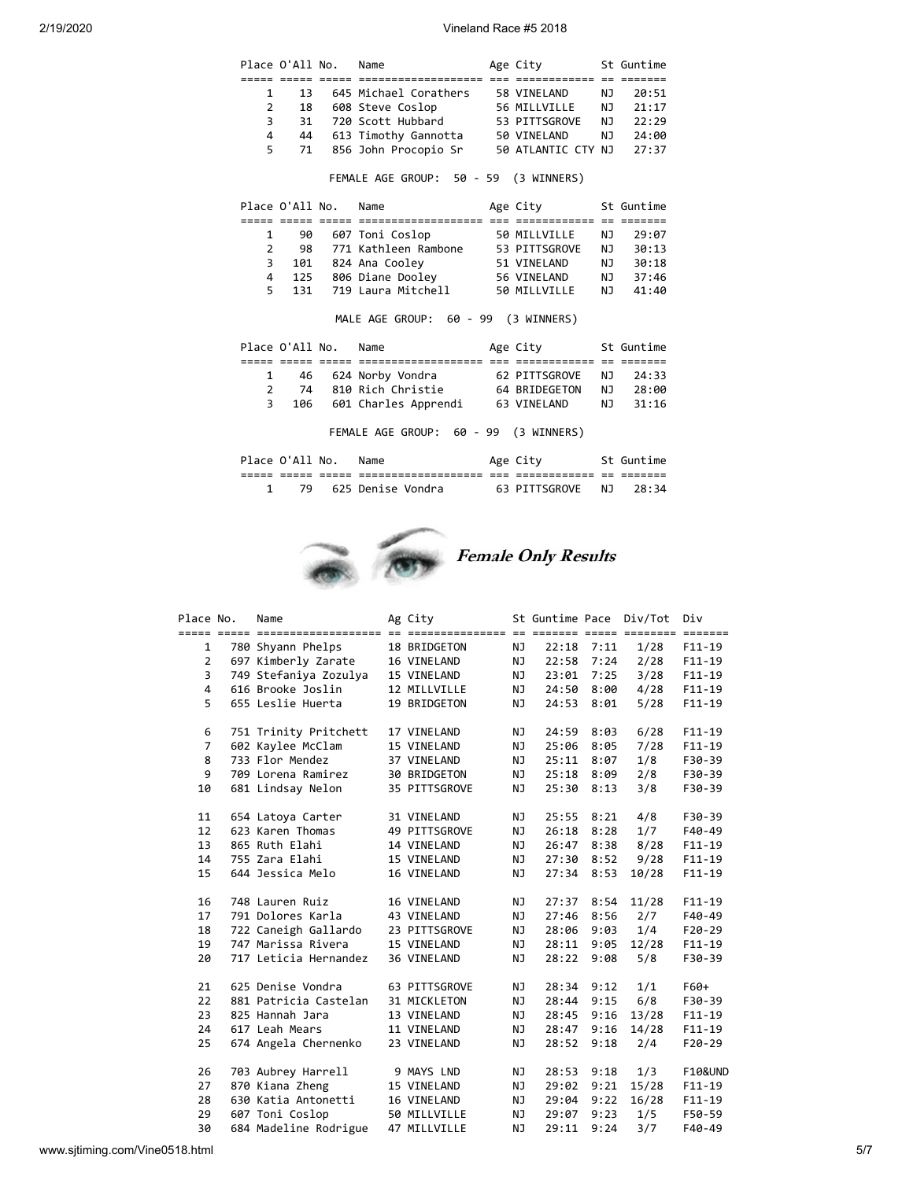| Place | O'All | No. | Name | Age | City | St | Guntime |
|---|---|---|---|---|---|---|---|
| 1 | 13 | 645 | Michael Corathers | 58 | VINELAND | NJ | 20:51 |
| 2 | 18 | 608 | Steve Coslop | 56 | MILLVILLE | NJ | 21:17 |
| 3 | 31 | 720 | Scott Hubbard | 53 | PITTSGROVE | NJ | 22:29 |
| 4 | 44 | 613 | Timothy Gannotta | 50 | VINELAND | NJ | 24:00 |
| 5 | 71 | 856 | John Procopio Sr | 50 | ATLANTIC CTY | NJ | 27:37 |

FEMALE AGE GROUP: 50 - 59 (3 WINNERS)

| Place | O'All | No. | Name | Age | City | St | Guntime |
|---|---|---|---|---|---|---|---|
| 1 | 90 | 607 | Toni Coslop | 50 | MILLVILLE | NJ | 29:07 |
| 2 | 98 | 771 | Kathleen Rambone | 53 | PITTSGROVE | NJ | 30:13 |
| 3 | 101 | 824 | Ana Cooley | 51 | VINELAND | NJ | 30:18 |
| 4 | 125 | 806 | Diane Dooley | 56 | VINELAND | NJ | 37:46 |
| 5 | 131 | 719 | Laura Mitchell | 50 | MILLVILLE | NJ | 41:40 |

MALE AGE GROUP: 60 - 99 (3 WINNERS)

| Place | O'All | No. | Name | Age | City | St | Guntime |
|---|---|---|---|---|---|---|---|
| 1 | 46 | 624 | Norby Vondra | 62 | PITTSGROVE | NJ | 24:33 |
| 2 | 74 | 810 | Rich Christie | 64 | BRIDEGETON | NJ | 28:00 |
| 3 | 106 | 601 | Charles Apprendi | 63 | VINELAND | NJ | 31:16 |

FEMALE AGE GROUP: 60 - 99 (3 WINNERS)

| Place | O'All | No. | Name | Age | City | St | Guntime |
|---|---|---|---|---|---|---|---|
| 1 | 79 | 625 | Denise Vondra | 63 | PITTSGROVE | NJ | 28:34 |

***Female Only Results***

| Place | No. | Name | Ag | City | St | Guntime | Pace | Div/Tot | Div |
|---|---|---|---|---|---|---|---|---|---|
| 1 | 780 | Shyann Phelps | 18 | BRIDGETON | NJ | 22:18 | 7:11 | 1/28 | F11-19 |
| 2 | 697 | Kimberly Zarate | 16 | VINELAND | NJ | 22:58 | 7:24 | 2/28 | F11-19 |
| 3 | 749 | Stefaniya Zozulya | 15 | VINELAND | NJ | 23:01 | 7:25 | 3/28 | F11-19 |
| 4 | 616 | Brooke Joslin | 12 | MILLVILLE | NJ | 24:50 | 8:00 | 4/28 | F11-19 |
| 5 | 655 | Leslie Huerta | 19 | BRIDGETON | NJ | 24:53 | 8:01 | 5/28 | F11-19 |
| 6 | 751 | Trinity Pritchett | 17 | VINELAND | NJ | 24:59 | 8:03 | 6/28 | F11-19 |
| 7 | 602 | Kaylee McClam | 15 | VINELAND | NJ | 25:06 | 8:05 | 7/28 | F11-19 |
| 8 | 733 | Flor Mendez | 37 | VINELAND | NJ | 25:11 | 8:07 | 1/8 | F30-39 |
| 9 | 709 | Lorena Ramirez | 30 | BRIDGETON | NJ | 25:18 | 8:09 | 2/8 | F30-39 |
| 10 | 681 | Lindsay Nelon | 35 | PITTSGROVE | NJ | 25:30 | 8:13 | 3/8 | F30-39 |
| 11 | 654 | Latoya Carter | 31 | VINELAND | NJ | 25:55 | 8:21 | 4/8 | F30-39 |
| 12 | 623 | Karen Thomas | 49 | PITTSGROVE | NJ | 26:18 | 8:28 | 1/7 | F40-49 |
| 13 | 865 | Ruth Elahi | 14 | VINELAND | NJ | 26:47 | 8:38 | 8/28 | F11-19 |
| 14 | 755 | Zara Elahi | 15 | VINELAND | NJ | 27:30 | 8:52 | 9/28 | F11-19 |
| 15 | 644 | Jessica Melo | 16 | VINELAND | NJ | 27:34 | 8:53 | 10/28 | F11-19 |
| 16 | 748 | Lauren Ruiz | 16 | VINELAND | NJ | 27:37 | 8:54 | 11/28 | F11-19 |
| 17 | 791 | Dolores Karla | 43 | VINELAND | NJ | 27:46 | 8:56 | 2/7 | F40-49 |
| 18 | 722 | Caneigh Gallardo | 23 | PITTSGROVE | NJ | 28:06 | 9:03 | 1/4 | F20-29 |
| 19 | 747 | Marissa Rivera | 15 | VINELAND | NJ | 28:11 | 9:05 | 12/28 | F11-19 |
| 20 | 717 | Leticia Hernandez | 36 | VINELAND | NJ | 28:22 | 9:08 | 5/8 | F30-39 |
| 21 | 625 | Denise Vondra | 63 | PITTSGROVE | NJ | 28:34 | 9:12 | 1/1 | F60+ |
| 22 | 881 | Patricia Castelan | 31 | MICKLETON | NJ | 28:44 | 9:15 | 6/8 | F30-39 |
| 23 | 825 | Hannah Jara | 13 | VINELAND | NJ | 28:45 | 9:16 | 13/28 | F11-19 |
| 24 | 617 | Leah Mears | 11 | VINELAND | NJ | 28:47 | 9:16 | 14/28 | F11-19 |
| 25 | 674 | Angela Chernenko | 23 | VINELAND | NJ | 28:52 | 9:18 | 2/4 | F20-29 |
| 26 | 703 | Aubrey Harrell | 9 | MAYS LND | NJ | 28:53 | 9:18 | 1/3 | F10&UND |
| 27 | 870 | Kiana Zheng | 15 | VINELAND | NJ | 29:02 | 9:21 | 15/28 | F11-19 |
| 28 | 630 | Katia Antonetti | 16 | VINELAND | NJ | 29:04 | 9:22 | 16/28 | F11-19 |
| 29 | 607 | Toni Coslop | 50 | MILLVILLE | NJ | 29:07 | 9:23 | 1/5 | F50-59 |
| 30 | 684 | Madeline Rodrigue | 47 | MILLVILLE | NJ | 29:11 | 9:24 | 3/7 | F40-49 |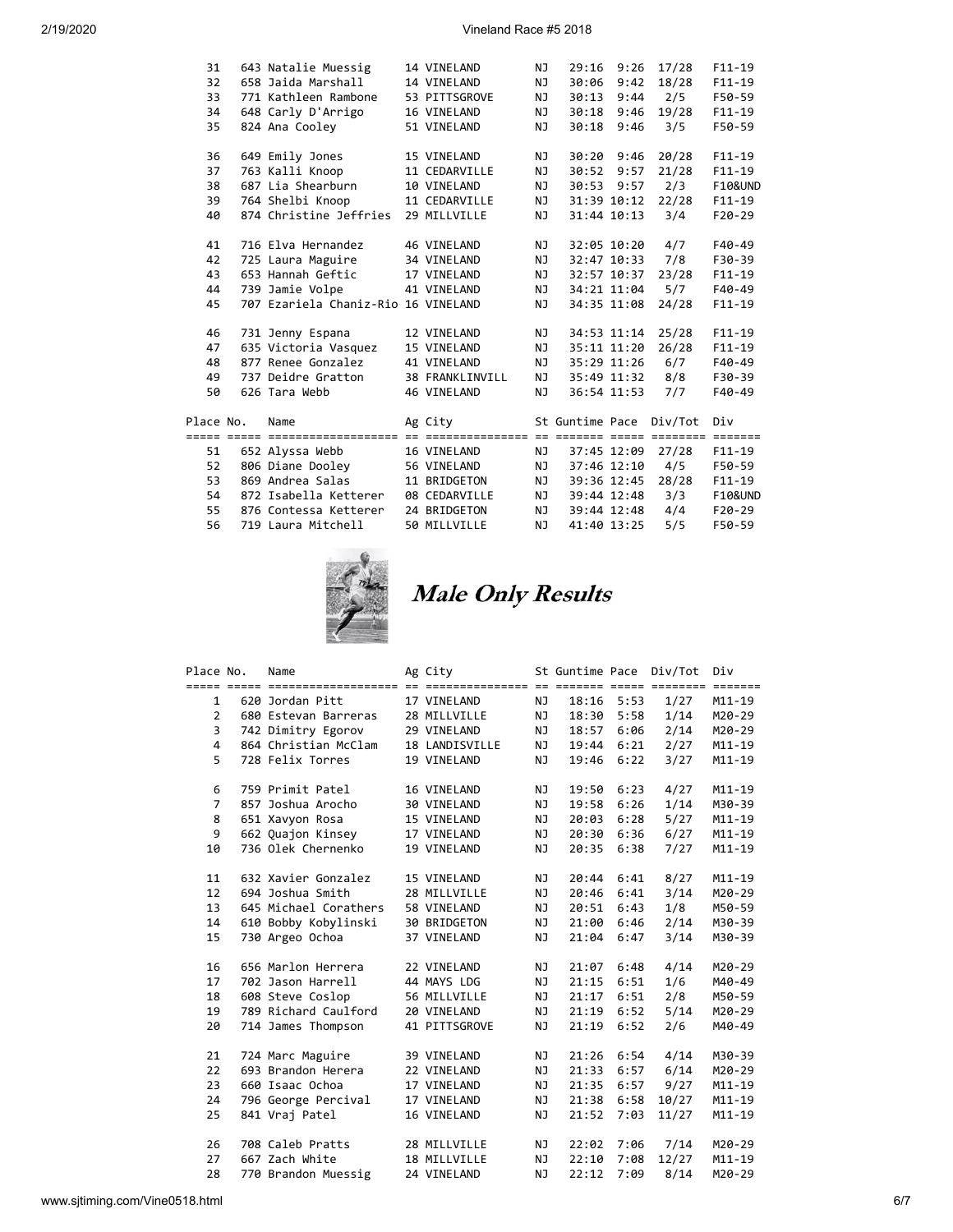| Place | No. | Name | Ag | City | St | Guntime | Pace | Div/Tot | Div |
|---|---|---|---|---|---|---|---|---|---|
| 31 | 643 | Natalie Muessig | 14 | VINELAND | NJ | 29:16 | 9:26 | 17/28 | F11-19 |
| 32 | 658 | Jaida Marshall | 14 | VINELAND | NJ | 30:06 | 9:42 | 18/28 | F11-19 |
| 33 | 771 | Kathleen Rambone | 53 | PITTSGROVE | NJ | 30:13 | 9:44 | 2/5 | F50-59 |
| 34 | 648 | Carly D'Arrigo | 16 | VINELAND | NJ | 30:18 | 9:46 | 19/28 | F11-19 |
| 35 | 824 | Ana Cooley | 51 | VINELAND | NJ | 30:18 | 9:46 | 3/5 | F50-59 |
| 36 | 649 | Emily Jones | 15 | VINELAND | NJ | 30:20 | 9:46 | 20/28 | F11-19 |
| 37 | 763 | Kalli Knoop | 11 | CEDARVILLE | NJ | 30:52 | 9:57 | 21/28 | F11-19 |
| 38 | 687 | Lia Shearburn | 10 | VINELAND | NJ | 30:53 | 9:57 | 2/3 | F10&UND |
| 39 | 764 | Shelbi Knoop | 11 | CEDARVILLE | NJ | 31:39 | 10:12 | 22/28 | F11-19 |
| 40 | 874 | Christine Jeffries | 29 | MILLVILLE | NJ | 31:44 | 10:13 | 3/4 | F20-29 |
| 41 | 716 | Elva Hernandez | 46 | VINELAND | NJ | 32:05 | 10:20 | 4/7 | F40-49 |
| 42 | 725 | Laura Maguire | 34 | VINELAND | NJ | 32:47 | 10:33 | 7/8 | F30-39 |
| 43 | 653 | Hannah Geftic | 17 | VINELAND | NJ | 32:57 | 10:37 | 23/28 | F11-19 |
| 44 | 739 | Jamie Volpe | 41 | VINELAND | NJ | 34:21 | 11:04 | 5/7 | F40-49 |
| 45 | 707 | Ezariela Chaniz-Rio | 16 | VINELAND | NJ | 34:35 | 11:08 | 24/28 | F11-19 |
| 46 | 731 | Jenny Espana | 12 | VINELAND | NJ | 34:53 | 11:14 | 25/28 | F11-19 |
| 47 | 635 | Victoria Vasquez | 15 | VINELAND | NJ | 35:11 | 11:20 | 26/28 | F11-19 |
| 48 | 877 | Renee Gonzalez | 41 | VINELAND | NJ | 35:29 | 11:26 | 6/7 | F40-49 |
| 49 | 737 | Deidre Gratton | 38 | FRANKLINVILL | NJ | 35:49 | 11:32 | 8/8 | F30-39 |
| 50 | 626 | Tara Webb | 46 | VINELAND | NJ | 36:54 | 11:53 | 7/7 | F40-49 |
| 51 | 652 | Alyssa Webb | 16 | VINELAND | NJ | 37:45 | 12:09 | 27/28 | F11-19 |
| 52 | 806 | Diane Dooley | 56 | VINELAND | NJ | 37:46 | 12:10 | 4/5 | F50-59 |
| 53 | 869 | Andrea Salas | 11 | BRIDGETON | NJ | 39:36 | 12:45 | 28/28 | F11-19 |
| 54 | 872 | Isabella Ketterer | 08 | CEDARVILLE | NJ | 39:44 | 12:48 | 3/3 | F10&UND |
| 55 | 876 | Contessa Ketterer | 24 | BRIDGETON | NJ | 39:44 | 12:48 | 4/4 | F20-29 |
| 56 | 719 | Laura Mitchell | 50 | MILLVILLE | NJ | 41:40 | 13:25 | 5/5 | F50-59 |

## *Male Only Results*

| Place | No. | Name | Ag | City | St | Guntime | Pace | Div/Tot | Div |
|---|---|---|---|---|---|---|---|---|---|
| 1 | 620 | Jordan Pitt | 17 | VINELAND | NJ | 18:16 | 5:53 | 1/27 | M11-19 |
| 2 | 680 | Estevan Barreras | 28 | MILLVILLE | NJ | 18:30 | 5:58 | 1/14 | M20-29 |
| 3 | 742 | Dimitry Egorov | 29 | VINELAND | NJ | 18:57 | 6:06 | 2/14 | M20-29 |
| 4 | 864 | Christian McClam | 18 | LANDISVILLE | NJ | 19:44 | 6:21 | 2/27 | M11-19 |
| 5 | 728 | Felix Torres | 19 | VINELAND | NJ | 19:46 | 6:22 | 3/27 | M11-19 |
| 6 | 759 | Primit Patel | 16 | VINELAND | NJ | 19:50 | 6:23 | 4/27 | M11-19 |
| 7 | 857 | Joshua Arocho | 30 | VINELAND | NJ | 19:58 | 6:26 | 1/14 | M30-39 |
| 8 | 651 | Xavyon Rosa | 15 | VINELAND | NJ | 20:03 | 6:28 | 5/27 | M11-19 |
| 9 | 662 | Quajon Kinsey | 17 | VINELAND | NJ | 20:30 | 6:36 | 6/27 | M11-19 |
| 10 | 736 | Olek Chernenko | 19 | VINELAND | NJ | 20:35 | 6:38 | 7/27 | M11-19 |
| 11 | 632 | Xavier Gonzalez | 15 | VINELAND | NJ | 20:44 | 6:41 | 8/27 | M11-19 |
| 12 | 694 | Joshua Smith | 28 | MILLVILLE | NJ | 20:46 | 6:41 | 3/14 | M20-29 |
| 13 | 645 | Michael Corathers | 58 | VINELAND | NJ | 20:51 | 6:43 | 1/8 | M50-59 |
| 14 | 610 | Bobby Kobylinski | 30 | BRIDGETON | NJ | 21:00 | 6:46 | 2/14 | M30-39 |
| 15 | 730 | Argeo Ochoa | 37 | VINELAND | NJ | 21:04 | 6:47 | 3/14 | M30-39 |
| 16 | 656 | Marlon Herrera | 22 | VINELAND | NJ | 21:07 | 6:48 | 4/14 | M20-29 |
| 17 | 702 | Jason Harrell | 44 | MAYS LDG | NJ | 21:15 | 6:51 | 1/6 | M40-49 |
| 18 | 608 | Steve Coslop | 56 | MILLVILLE | NJ | 21:17 | 6:51 | 2/8 | M50-59 |
| 19 | 789 | Richard Caulford | 20 | VINELAND | NJ | 21:19 | 6:52 | 5/14 | M20-29 |
| 20 | 714 | James Thompson | 41 | PITTSGROVE | NJ | 21:19 | 6:52 | 2/6 | M40-49 |
| 21 | 724 | Marc Maguire | 39 | VINELAND | NJ | 21:26 | 6:54 | 4/14 | M30-39 |
| 22 | 693 | Brandon Herera | 22 | VINELAND | NJ | 21:33 | 6:57 | 6/14 | M20-29 |
| 23 | 660 | Isaac Ochoa | 17 | VINELAND | NJ | 21:35 | 6:57 | 9/27 | M11-19 |
| 24 | 796 | George Percival | 17 | VINELAND | NJ | 21:38 | 6:58 | 10/27 | M11-19 |
| 25 | 841 | Vraj Patel | 16 | VINELAND | NJ | 21:52 | 7:03 | 11/27 | M11-19 |
| 26 | 708 | Caleb Pratts | 28 | MILLVILLE | NJ | 22:02 | 7:06 | 7/14 | M20-29 |
| 27 | 667 | Zach White | 18 | MILLVILLE | NJ | 22:10 | 7:08 | 12/27 | M11-19 |
| 28 | 770 | Brandon Muessig | 24 | VINELAND | NJ | 22:12 | 7:09 | 8/14 | M20-29 |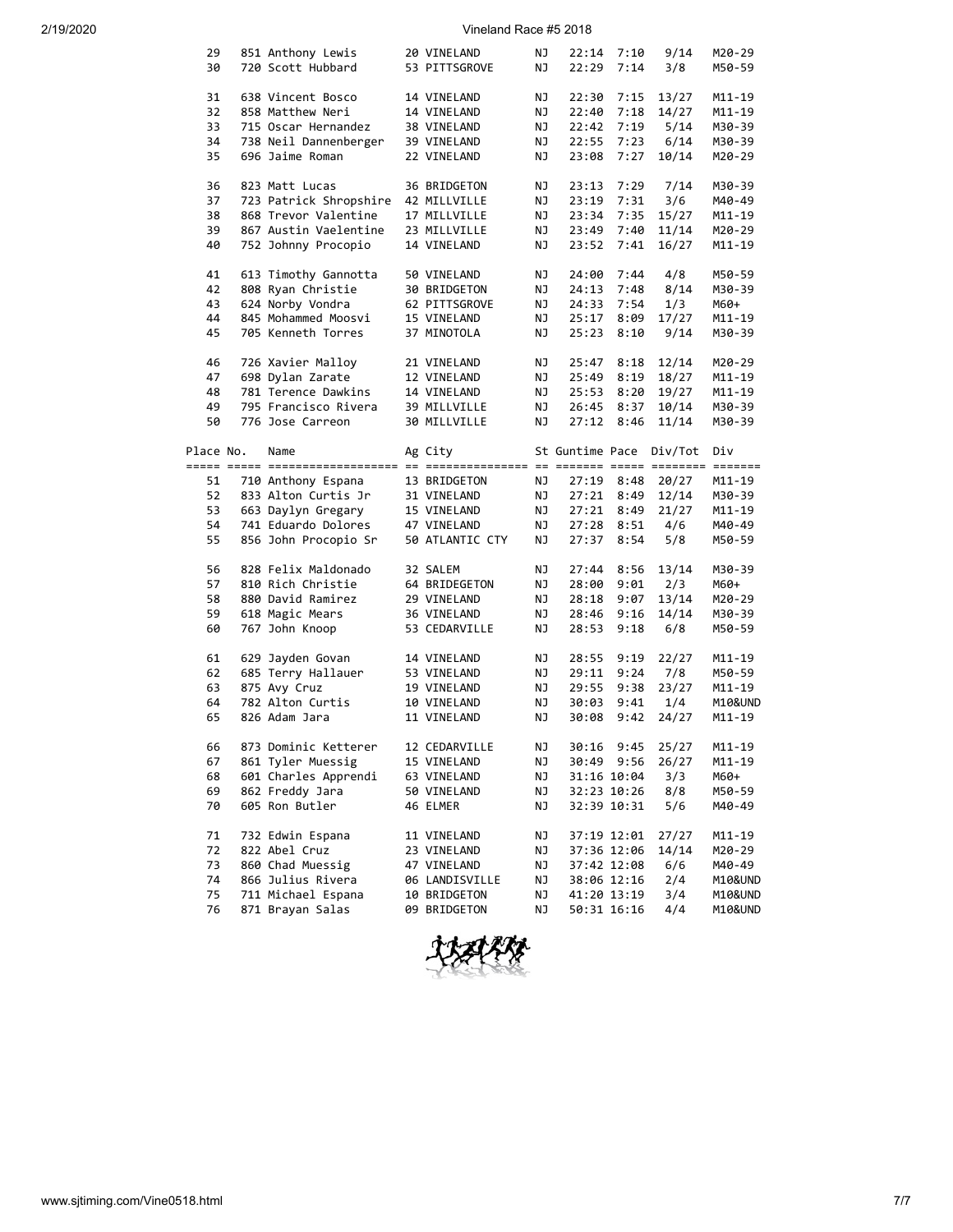| Place | No. | Name | Ag | City | St | Guntime | Pace | Div/Tot | Div |
|---|---|---|---|---|---|---|---|---|---|
| 29 | 851 | Anthony Lewis | 20 | VINELAND | NJ | 22:14 | 7:10 | 9/14 | M20-29 |
| 30 | 720 | Scott Hubbard | 53 | PITTSGROVE | NJ | 22:29 | 7:14 | 3/8 | M50-59 |
| 31 | 638 | Vincent Bosco | 14 | VINELAND | NJ | 22:30 | 7:15 | 13/27 | M11-19 |
| 32 | 858 | Matthew Neri | 14 | VINELAND | NJ | 22:40 | 7:18 | 14/27 | M11-19 |
| 33 | 715 | Oscar Hernandez | 38 | VINELAND | NJ | 22:42 | 7:19 | 5/14 | M30-39 |
| 34 | 738 | Neil Dannenberger | 39 | VINELAND | NJ | 22:55 | 7:23 | 6/14 | M30-39 |
| 35 | 696 | Jaime Roman | 22 | VINELAND | NJ | 23:08 | 7:27 | 10/14 | M20-29 |
| 36 | 823 | Matt Lucas | 36 | BRIDGETON | NJ | 23:13 | 7:29 | 7/14 | M30-39 |
| 37 | 723 | Patrick Shropshire | 42 | MILLVILLE | NJ | 23:19 | 7:31 | 3/6 | M40-49 |
| 38 | 868 | Trevor Valentine | 17 | MILLVILLE | NJ | 23:34 | 7:35 | 15/27 | M11-19 |
| 39 | 867 | Austin Vaelentine | 23 | MILLVILLE | NJ | 23:49 | 7:40 | 11/14 | M20-29 |
| 40 | 752 | Johnny Procopio | 14 | VINELAND | NJ | 23:52 | 7:41 | 16/27 | M11-19 |
| 41 | 613 | Timothy Gannotta | 50 | VINELAND | NJ | 24:00 | 7:44 | 4/8 | M50-59 |
| 42 | 808 | Ryan Christie | 30 | BRIDGETON | NJ | 24:13 | 7:48 | 8/14 | M30-39 |
| 43 | 624 | Norby Vondra | 62 | PITTSGROVE | NJ | 24:33 | 7:54 | 1/3 | M60+ |
| 44 | 845 | Mohammed Moosvi | 15 | VINELAND | NJ | 25:17 | 8:09 | 17/27 | M11-19 |
| 45 | 705 | Kenneth Torres | 37 | MINOTOLA | NJ | 25:23 | 8:10 | 9/14 | M30-39 |
| 46 | 726 | Xavier Malloy | 21 | VINELAND | NJ | 25:47 | 8:18 | 12/14 | M20-29 |
| 47 | 698 | Dylan Zarate | 12 | VINELAND | NJ | 25:49 | 8:19 | 18/27 | M11-19 |
| 48 | 781 | Terence Dawkins | 14 | VINELAND | NJ | 25:53 | 8:20 | 19/27 | M11-19 |
| 49 | 795 | Francisco Rivera | 39 | MILLVILLE | NJ | 26:45 | 8:37 | 10/14 | M30-39 |
| 50 | 776 | Jose Carreon | 30 | MILLVILLE | NJ | 27:12 | 8:46 | 11/14 | M30-39 |
| 51 | 710 | Anthony Espana | 13 | BRIDGETON | NJ | 27:19 | 8:48 | 20/27 | M11-19 |
| 52 | 833 | Alton Curtis Jr | 31 | VINELAND | NJ | 27:21 | 8:49 | 12/14 | M30-39 |
| 53 | 663 | Daylyn Gregary | 15 | VINELAND | NJ | 27:21 | 8:49 | 21/27 | M11-19 |
| 54 | 741 | Eduardo Dolores | 47 | VINELAND | NJ | 27:28 | 8:51 | 4/6 | M40-49 |
| 55 | 856 | John Procopio Sr | 50 | ATLANTIC CTY | NJ | 27:37 | 8:54 | 5/8 | M50-59 |
| 56 | 828 | Felix Maldonado | 32 | SALEM | NJ | 27:44 | 8:56 | 13/14 | M30-39 |
| 57 | 810 | Rich Christie | 64 | BRIDEGETON | NJ | 28:00 | 9:01 | 2/3 | M60+ |
| 58 | 880 | David Ramirez | 29 | VINELAND | NJ | 28:18 | 9:07 | 13/14 | M20-29 |
| 59 | 618 | Magic Mears | 36 | VINELAND | NJ | 28:46 | 9:16 | 14/14 | M30-39 |
| 60 | 767 | John Knoop | 53 | CEDARVILLE | NJ | 28:53 | 9:18 | 6/8 | M50-59 |
| 61 | 629 | Jayden Govan | 14 | VINELAND | NJ | 28:55 | 9:19 | 22/27 | M11-19 |
| 62 | 685 | Terry Hallauer | 53 | VINELAND | NJ | 29:11 | 9:24 | 7/8 | M50-59 |
| 63 | 875 | Avy Cruz | 19 | VINELAND | NJ | 29:55 | 9:38 | 23/27 | M11-19 |
| 64 | 782 | Alton Curtis | 10 | VINELAND | NJ | 30:03 | 9:41 | 1/4 | M10&UND |
| 65 | 826 | Adam Jara | 11 | VINELAND | NJ | 30:08 | 9:42 | 24/27 | M11-19 |
| 66 | 873 | Dominic Ketterer | 12 | CEDARVILLE | NJ | 30:16 | 9:45 | 25/27 | M11-19 |
| 67 | 861 | Tyler Muessig | 15 | VINELAND | NJ | 30:49 | 9:56 | 26/27 | M11-19 |
| 68 | 601 | Charles Apprendi | 63 | VINELAND | NJ | 31:16 | 10:04 | 3/3 | M60+ |
| 69 | 862 | Freddy Jara | 50 | VINELAND | NJ | 32:23 | 10:26 | 8/8 | M50-59 |
| 70 | 605 | Ron Butler | 46 | ELMER | NJ | 32:39 | 10:31 | 5/6 | M40-49 |
| 71 | 732 | Edwin Espana | 11 | VINELAND | NJ | 37:19 | 12:01 | 27/27 | M11-19 |
| 72 | 822 | Abel Cruz | 23 | VINELAND | NJ | 37:36 | 12:06 | 14/14 | M20-29 |
| 73 | 860 | Chad Muessig | 47 | VINELAND | NJ | 37:42 | 12:08 | 6/6 | M40-49 |
| 74 | 866 | Julius Rivera | 06 | LANDISVILLE | NJ | 38:06 | 12:16 | 2/4 | M10&UND |
| 75 | 711 | Michael Espana | 10 | BRIDGETON | NJ | 41:20 | 13:19 | 3/4 | M10&UND |
| 76 | 871 | Brayan Salas | 09 | BRIDGETON | NJ | 50:31 | 16:16 | 4/4 | M10&UND |